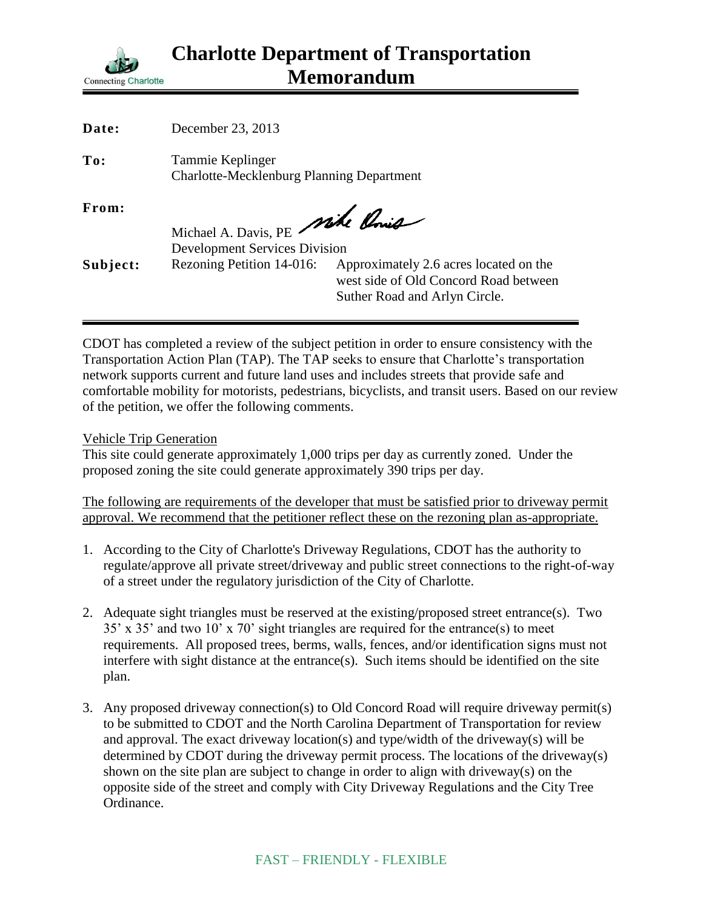# Charlotte Department of Transportation Memorandum

Connecting Charlotte

**Date:** December 23, 2013

**To:** Tammie Keplinger
Charlotte-Mecklenburg Planning Department

**From:** Michael A. Davis, PE
Development Services Division

**Subject:** Rezoning Petition 14-016: Approximately 2.6 acres located on the west side of Old Concord Road between Suther Road and Arlyn Circle.

---

CDOT has completed a review of the subject petition in order to ensure consistency with the Transportation Action Plan (TAP). The TAP seeks to ensure that Charlotte's transportation network supports current and future land uses and includes streets that provide safe and comfortable mobility for motorists, pedestrians, bicyclists, and transit users. Based on our review of the petition, we offer the following comments.

<u>Vehicle Trip Generation</u>
This site could generate approximately 1,000 trips per day as currently zoned. Under the proposed zoning the site could generate approximately 390 trips per day.

<u>The following are requirements of the developer that must be satisfied prior to driveway permit approval. We recommend that the petitioner reflect these on the rezoning plan as-appropriate.</u>

1. According to the City of Charlotte's Driveway Regulations, CDOT has the authority to regulate/approve all private street/driveway and public street connections to the right-of-way of a street under the regulatory jurisdiction of the City of Charlotte.

2. Adequate sight triangles must be reserved at the existing/proposed street entrance(s). Two 35' x 35' and two 10' x 70' sight triangles are required for the entrance(s) to meet requirements. All proposed trees, berms, walls, fences, and/or identification signs must not interfere with sight distance at the entrance(s). Such items should be identified on the site plan.

3. Any proposed driveway connection(s) to Old Concord Road will require driveway permit(s) to be submitted to CDOT and the North Carolina Department of Transportation for review and approval. The exact driveway location(s) and type/width of the driveway(s) will be determined by CDOT during the driveway permit process. The locations of the driveway(s) shown on the site plan are subject to change in order to align with driveway(s) on the opposite side of the street and comply with City Driveway Regulations and the City Tree Ordinance.

FAST – FRIENDLY - FLEXIBLE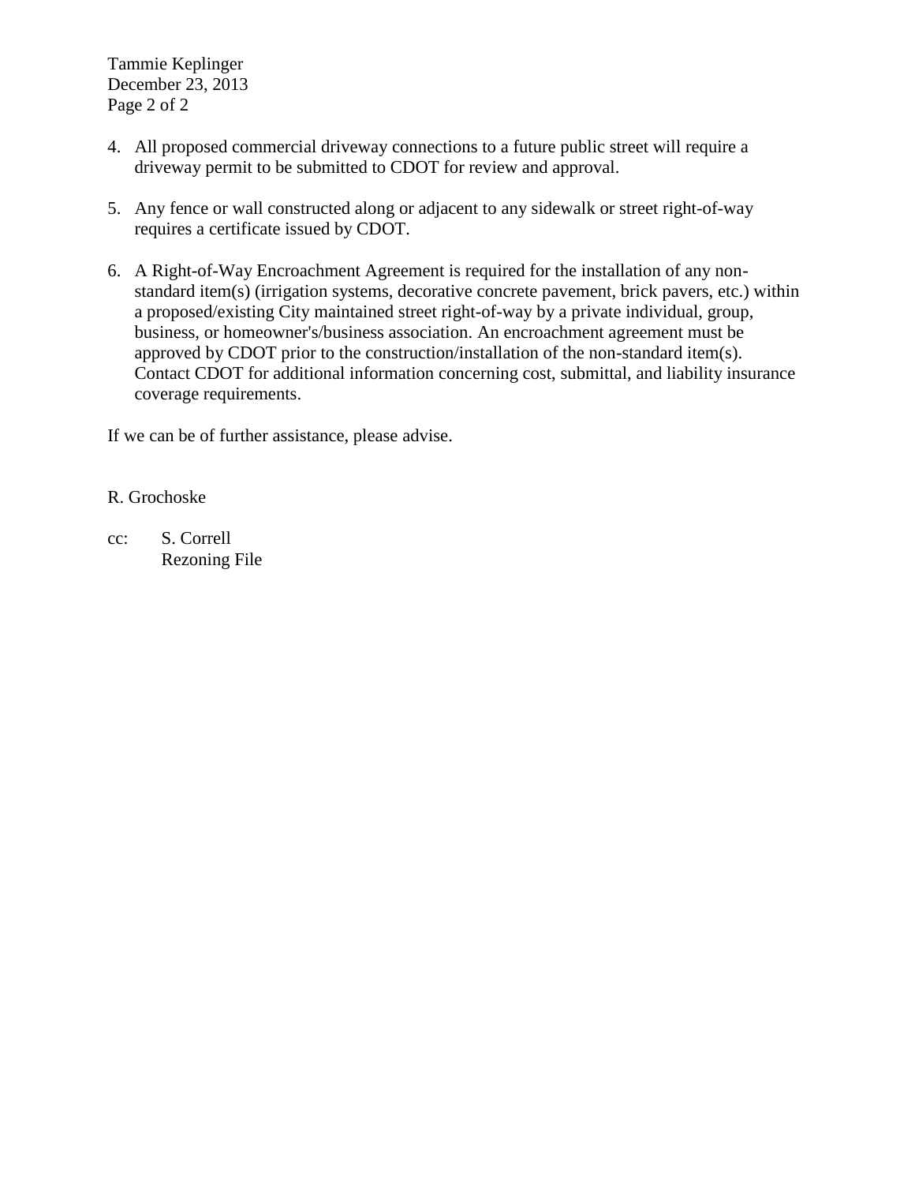4. All proposed commercial driveway connections to a future public street will require a driveway permit to be submitted to CDOT for review and approval.

5. Any fence or wall constructed along or adjacent to any sidewalk or street right-of-way requires a certificate issued by CDOT.

6. A Right-of-Way Encroachment Agreement is required for the installation of any non-standard item(s) (irrigation systems, decorative concrete pavement, brick pavers, etc.) within a proposed/existing City maintained street right-of-way by a private individual, group, business, or homeowner's/business association. An encroachment agreement must be approved by CDOT prior to the construction/installation of the non-standard item(s). Contact CDOT for additional information concerning cost, submittal, and liability insurance coverage requirements.

If we can be of further assistance, please advise.

R. Grochoske

cc: S. Correll
Rezoning File